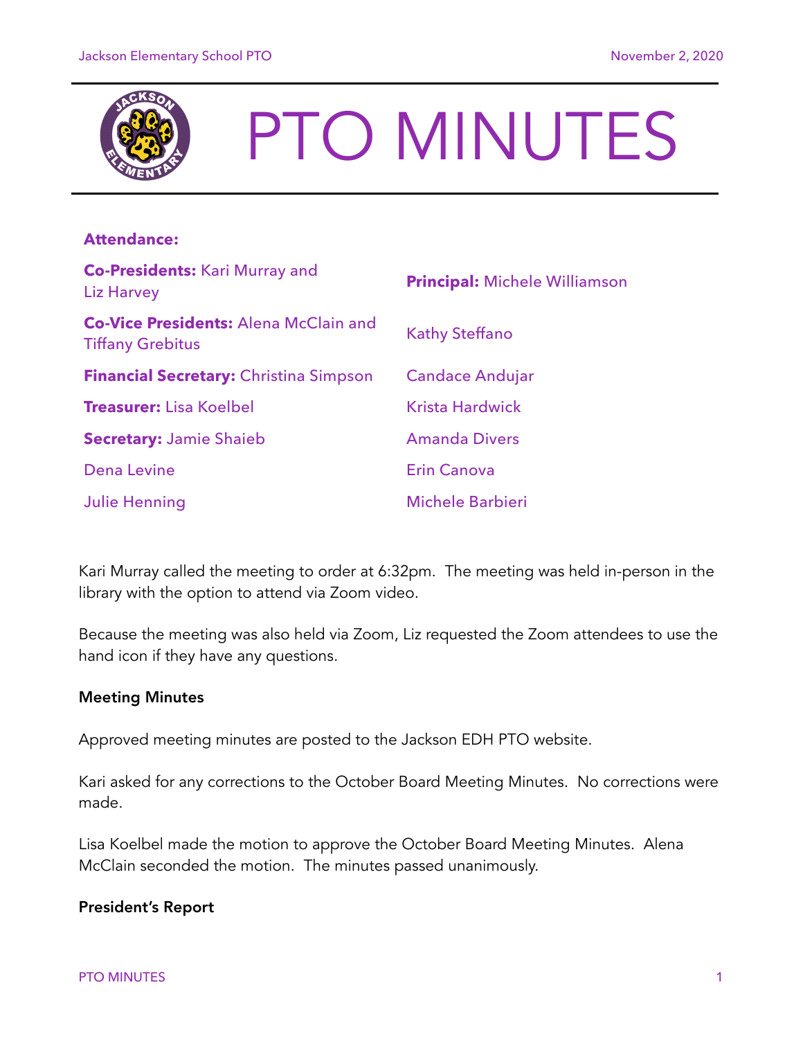# PTO MINUTES

**Attendance:**

| | |
|---|---|
| **Co-Presidents:** Kari Murray and Liz Harvey | **Principal:** Michele Williamson |
| **Co-Vice Presidents:** Alena McClain and Tiffany Grebitus | Kathy Steffano |
| **Financial Secretary:** Christina Simpson | Candace Andujar |
| **Treasurer:** Lisa Koelbel | Krista Hardwick |
| **Secretary:** Jamie Shaieb | Amanda Divers |
| Dena Levine | Erin Canova |
| Julie Henning | Michele Barbieri |

Kari Murray called the meeting to order at 6:32pm. The meeting was held in-person in the library with the option to attend via Zoom video.

Because the meeting was also held via Zoom, Liz requested the Zoom attendees to use the hand icon if they have any questions.

**Meeting Minutes**

Approved meeting minutes are posted to the Jackson EDH PTO website.

Kari asked for any corrections to the October Board Meeting Minutes. No corrections were made.

Lisa Koelbel made the motion to approve the October Board Meeting Minutes. Alena McClain seconded the motion. The minutes passed unanimously.

**President's Report**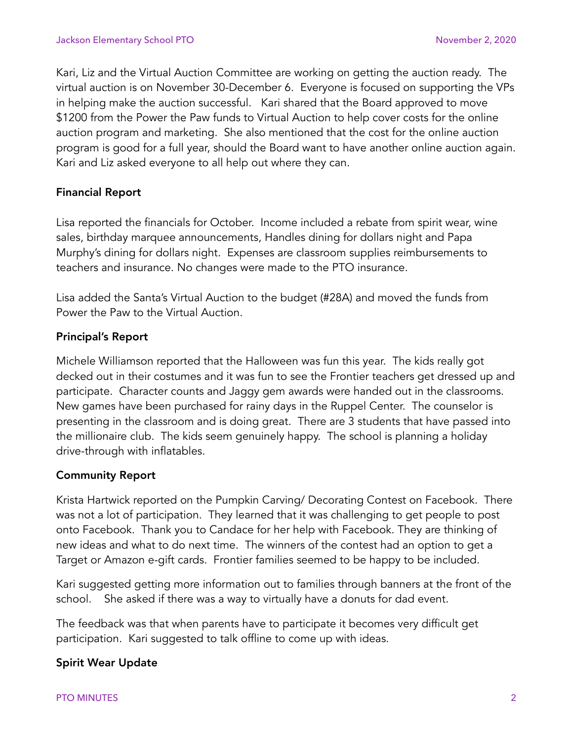Kari, Liz and the Virtual Auction Committee are working on getting the auction ready. The virtual auction is on November 30-December 6. Everyone is focused on supporting the VPs in helping make the auction successful. Kari shared that the Board approved to move $1200 from the Power the Paw funds to Virtual Auction to help cover costs for the online auction program and marketing. She also mentioned that the cost for the online auction program is good for a full year, should the Board want to have another online auction again. Kari and Liz asked everyone to all help out where they can.

**Financial Report**

Lisa reported the financials for October. Income included a rebate from spirit wear, wine sales, birthday marquee announcements, Handles dining for dollars night and Papa Murphy's dining for dollars night. Expenses are classroom supplies reimbursements to teachers and insurance. No changes were made to the PTO insurance.

Lisa added the Santa's Virtual Auction to the budget (#28A) and moved the funds from Power the Paw to the Virtual Auction.

**Principal's Report**

Michele Williamson reported that the Halloween was fun this year. The kids really got decked out in their costumes and it was fun to see the Frontier teachers get dressed up and participate. Character counts and Jaggy gem awards were handed out in the classrooms. New games have been purchased for rainy days in the Ruppel Center. The counselor is presenting in the classroom and is doing great. There are 3 students that have passed into the millionaire club. The kids seem genuinely happy. The school is planning a holiday drive-through with inflatables.

**Community Report**

Krista Hartwick reported on the Pumpkin Carving/ Decorating Contest on Facebook. There was not a lot of participation. They learned that it was challenging to get people to post onto Facebook. Thank you to Candace for her help with Facebook. They are thinking of new ideas and what to do next time. The winners of the contest had an option to get a Target or Amazon e-gift cards. Frontier families seemed to be happy to be included.

Kari suggested getting more information out to families through banners at the front of the school. She asked if there was a way to virtually have a donuts for dad event.

The feedback was that when parents have to participate it becomes very difficult get participation. Kari suggested to talk offline to come up with ideas.

**Spirit Wear Update**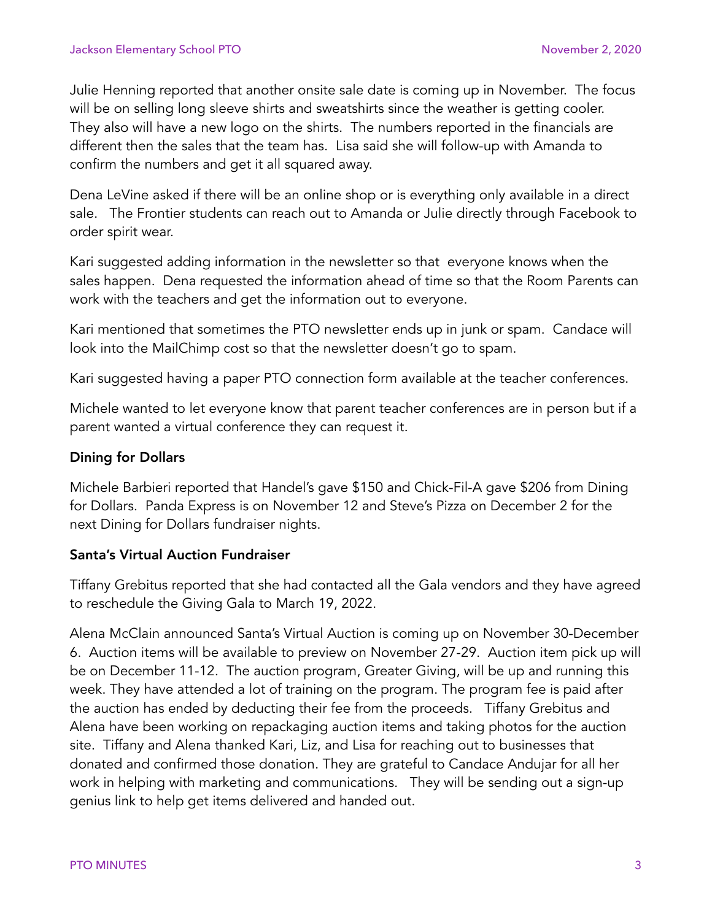Julie Henning reported that another onsite sale date is coming up in November. The focus will be on selling long sleeve shirts and sweatshirts since the weather is getting cooler. They also will have a new logo on the shirts. The numbers reported in the financials are different then the sales that the team has. Lisa said she will follow-up with Amanda to confirm the numbers and get it all squared away.

Dena LeVine asked if there will be an online shop or is everything only available in a direct sale. The Frontier students can reach out to Amanda or Julie directly through Facebook to order spirit wear.

Kari suggested adding information in the newsletter so that everyone knows when the sales happen. Dena requested the information ahead of time so that the Room Parents can work with the teachers and get the information out to everyone.

Kari mentioned that sometimes the PTO newsletter ends up in junk or spam. Candace will look into the MailChimp cost so that the newsletter doesn't go to spam.

Kari suggested having a paper PTO connection form available at the teacher conferences.

Michele wanted to let everyone know that parent teacher conferences are in person but if a parent wanted a virtual conference they can request it.

**Dining for Dollars**

Michele Barbieri reported that Handel's gave $150 and Chick-Fil-A gave $206 from Dining for Dollars. Panda Express is on November 12 and Steve's Pizza on December 2 for the next Dining for Dollars fundraiser nights.

**Santa's Virtual Auction Fundraiser**

Tiffany Grebitus reported that she had contacted all the Gala vendors and they have agreed to reschedule the Giving Gala to March 19, 2022.

Alena McClain announced Santa's Virtual Auction is coming up on November 30-December 6. Auction items will be available to preview on November 27-29. Auction item pick up will be on December 11-12. The auction program, Greater Giving, will be up and running this week. They have attended a lot of training on the program. The program fee is paid after the auction has ended by deducting their fee from the proceeds. Tiffany Grebitus and Alena have been working on repackaging auction items and taking photos for the auction site. Tiffany and Alena thanked Kari, Liz, and Lisa for reaching out to businesses that donated and confirmed those donation. They are grateful to Candace Andujar for all her work in helping with marketing and communications. They will be sending out a sign-up genius link to help get items delivered and handed out.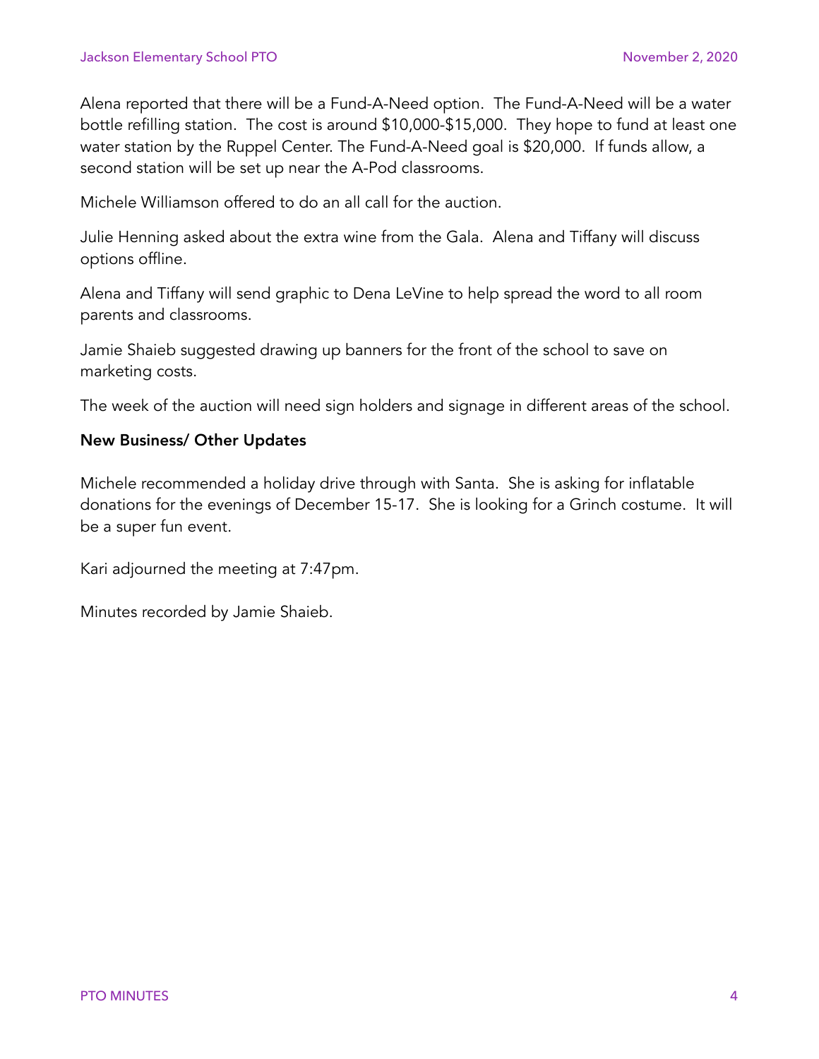Alena reported that there will be a Fund-A-Need option. The Fund-A-Need will be a water bottle refilling station. The cost is around $10,000-$15,000. They hope to fund at least one water station by the Ruppel Center. The Fund-A-Need goal is $20,000. If funds allow, a second station will be set up near the A-Pod classrooms.

Michele Williamson offered to do an all call for the auction.

Julie Henning asked about the extra wine from the Gala. Alena and Tiffany will discuss options offline.

Alena and Tiffany will send graphic to Dena LeVine to help spread the word to all room parents and classrooms.

Jamie Shaieb suggested drawing up banners for the front of the school to save on marketing costs.

The week of the auction will need sign holders and signage in different areas of the school.

**New Business/ Other Updates**

Michele recommended a holiday drive through with Santa. She is asking for inflatable donations for the evenings of December 15-17. She is looking for a Grinch costume. It will be a super fun event.

Kari adjourned the meeting at 7:47pm.

Minutes recorded by Jamie Shaieb.